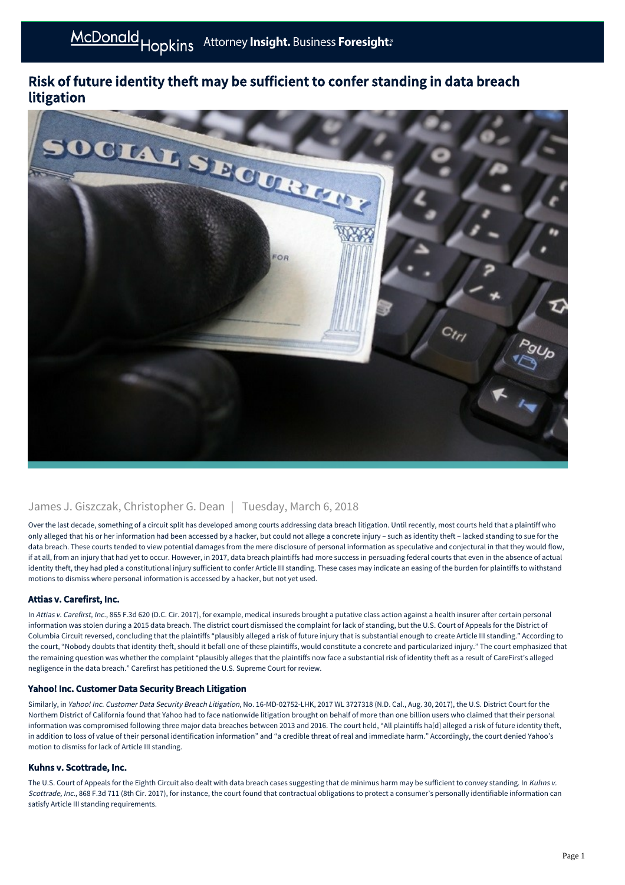# Risk of future identity theft may be sufficient to confer standing in data breach litigation

James J. Giszczak, Christopher G. Dean | Tuesday, March 6, 2018

Over the last decade, something of a circuit split has developed among courts addressing data breach litigation. Until recently, most courts held that a plaintiff who only alleged that his or her information had been accessed by a hacker, but could not allege a concrete injury – such as identity theft – lacked standing to sue for the data breach. These courts tended to view potential damages from the mere disclosure of personal information as speculative and conjectural in that they would flow, if at all, from an injury that had yet to occur. However, in 2017, data breach plaintiffs had more success in persuading federal courts that even in the absence of actual identity theft, they had pled a constitutional injury sufficient to confer Article III standing. These cases may indicate an easing of the burden for plaintiffs to withstand motions to dismiss where personal information is accessed by a hacker, but not yet used.

## Attias v. Carefirst, Inc.

In *Attias v. Carefirst, Inc.*, 865 F.3d 620 (D.C. Cir. 2017), for example, medical insureds brought a putative class action against a health insurer after certain personal information was stolen during a 2015 data breach. The district court dismissed the complaint for lack of standing, but the U.S. Court of Appeals for the District of Columbia Circuit reversed, concluding that the plaintiffs "plausibly alleged a risk of future injury that is substantial enough to create Article III standing." According to the court, "Nobody doubts that identity theft, should it befall one of these plaintiffs, would constitute a concrete and particularized injury." The court emphasized that the remaining question was whether the complaint "plausibly alleges that the plaintiffs now face a substantial risk of identity theft as a result of CareFirst's alleged negligence in the data breach." Carefirst has petitioned the U.S. Supreme Court for review.

## Yahoo! Inc. Customer Data Security Breach Litigation

Similarly, in *Yahoo! Inc. Customer Data Security Breach Litigation*, No. 16-MD-02752-LHK, 2017 WL 3727318 (N.D. Cal., Aug. 30, 2017), the U.S. District Court for the Northern District of California found that Yahoo had to face nationwide litigation brought on behalf of more than one billion users who claimed that their personal information was compromised following three major data breaches between 2013 and 2016. The court held, "All plaintiffs ha[d] alleged a risk of future identity theft, in addition to loss of value of their personal identification information" and "a credible threat of real and immediate harm." Accordingly, the court denied Yahoo's motion to dismiss for lack of Article III standing.

## Kuhns v. Scottrade, Inc.

The U.S. Court of Appeals for the Eighth Circuit also dealt with data breach cases suggesting that de minimus harm may be sufficient to convey standing. In *Kuhns v. Scottrade, Inc.*, 868 F.3d 711 (8th Cir. 2017), for instance, the court found that contractual obligations to protect a consumer's personally identifiable information can satisfy Article III standing requirements.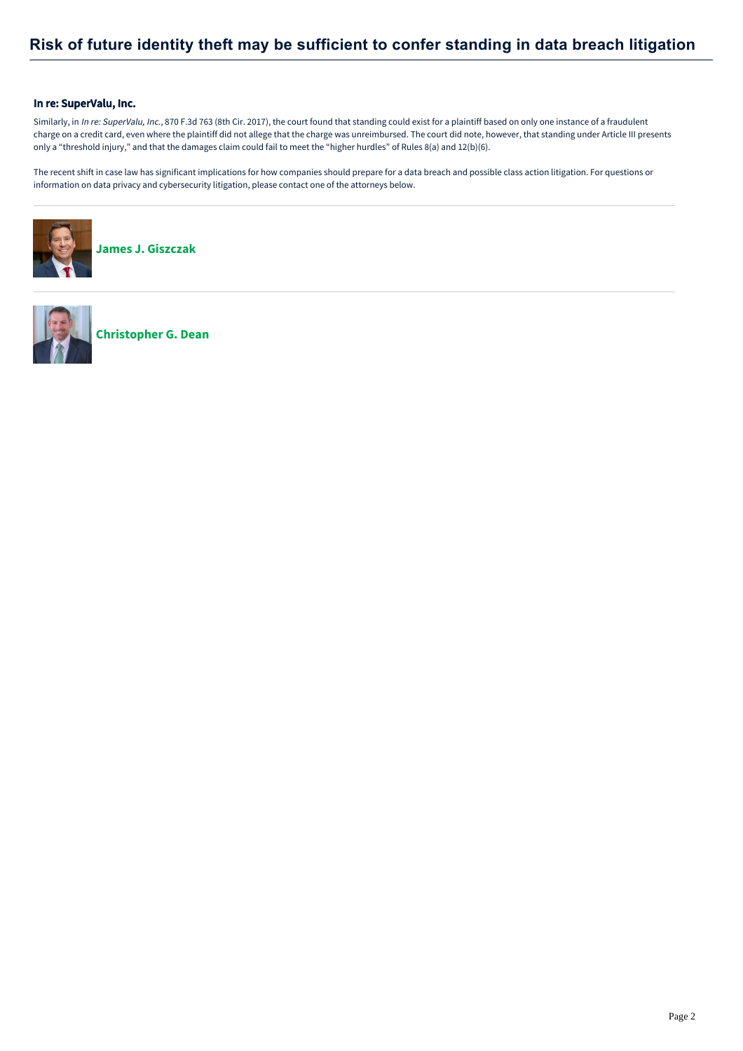### In re: SuperValu, Inc.

Similarly, in *In re: SuperValu, Inc.*, 870 F.3d 763 (8th Cir. 2017), the court found that standing could exist for a plaintiff based on only one instance of a fraudulent charge on a credit card, even where the plaintiff did not allege that the charge was unreimbursed. The court did note, however, that standing under Article III presents only a "threshold injury," and that the damages claim could fail to meet the "higher hurdles" of Rules 8(a) and 12(b)(6).

The recent shift in case law has significant implications for how companies should prepare for a data breach and possible class action litigation. For questions or information on data privacy and cybersecurity litigation, please contact one of the attorneys below.

---

**James J. Giszczak**

---

**Christopher G. Dean**